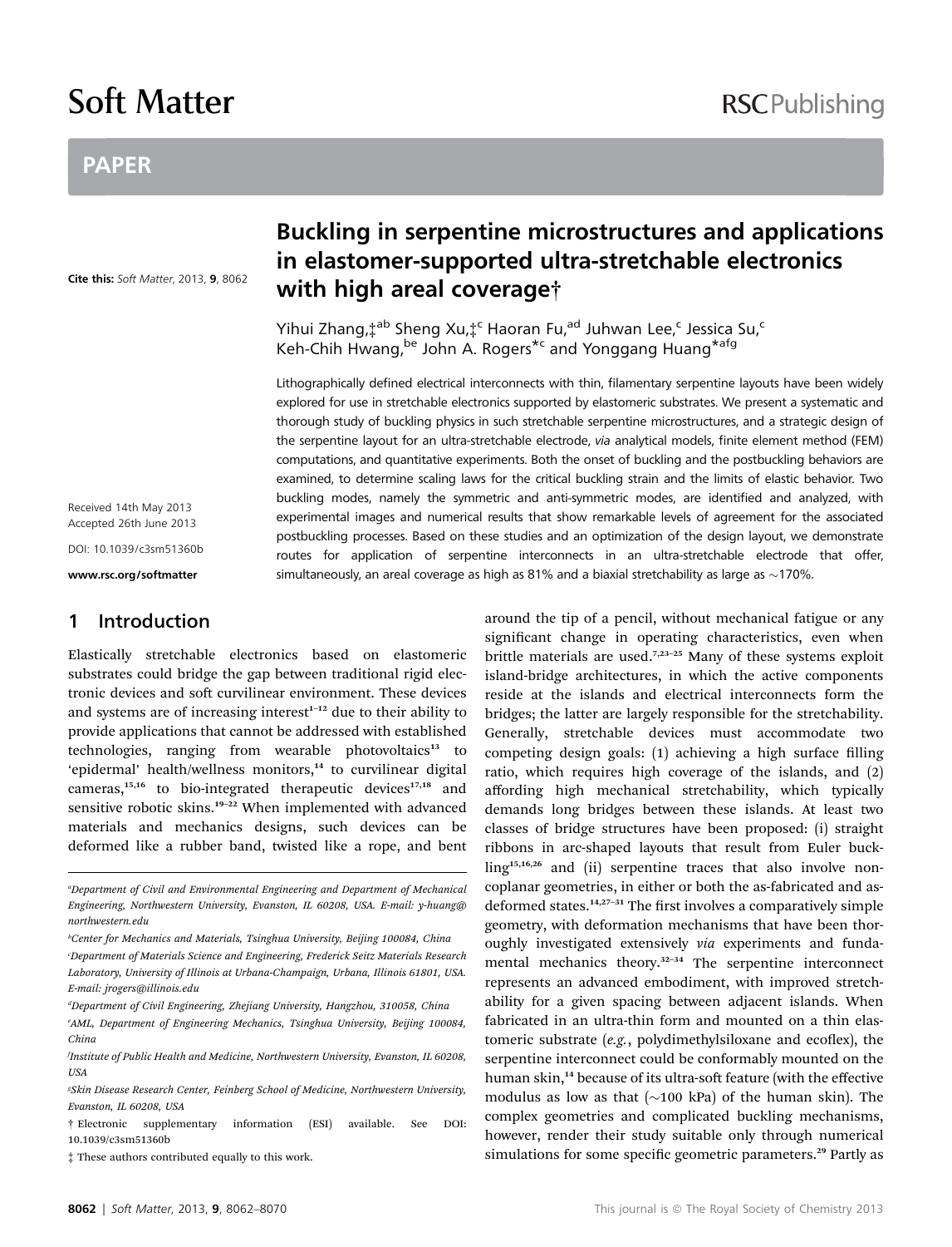# Soft Matter

RSC Publishing

## PAPER

Cite this: *Soft Matter*, 2013, **9**, 8062

Received 14th May 2013
Accepted 26th June 2013

DOI: 10.1039/c3sm51360b

www.rsc.org/softmatter

# Buckling in serpentine microstructures and applications in elastomer-supported ultra-stretchable electronics with high areal coverage†

Yihui Zhang,‡[ab] Sheng Xu,‡[c] Haoran Fu,[ad] Juhwan Lee,[c] Jessica Su,[c] Keh-Chih Hwang,[be] John A. Rogers*[c] and Yonggang Huang*[afg]

Lithographically defined electrical interconnects with thin, filamentary serpentine layouts have been widely explored for use in stretchable electronics supported by elastomeric substrates. We present a systematic and thorough study of buckling physics in such stretchable serpentine microstructures, and a strategic design of the serpentine layout for an ultra-stretchable electrode, *via* analytical models, finite element method (FEM) computations, and quantitative experiments. Both the onset of buckling and the postbuckling behaviors are examined, to determine scaling laws for the critical buckling strain and the limits of elastic behavior. Two buckling modes, namely the symmetric and anti-symmetric modes, are identified and analyzed, with experimental images and numerical results that show remarkable levels of agreement for the associated postbuckling processes. Based on these studies and an optimization of the design layout, we demonstrate routes for application of serpentine interconnects in an ultra-stretchable electrode that offer, simultaneously, an areal coverage as high as 81% and a biaxial stretchability as large as ~170%.

## 1 Introduction

Elastically stretchable electronics based on elastomeric substrates could bridge the gap between traditional rigid electronic devices and soft curvilinear environment. These devices and systems are of increasing interest[1–12] due to their ability to provide applications that cannot be addressed with established technologies, ranging from wearable photovoltaics[13] to 'epidermal' health/wellness monitors,[14] to curvilinear digital cameras,[15,16] to bio-integrated therapeutic devices[17,18] and sensitive robotic skins.[19–22] When implemented with advanced materials and mechanics designs, such devices can be deformed like a rubber band, twisted like a rope, and bent around the tip of a pencil, without mechanical fatigue or any significant change in operating characteristics, even when brittle materials are used.[7,23–25] Many of these systems exploit island-bridge architectures, in which the active components reside at the islands and electrical interconnects form the bridges; the latter are largely responsible for the stretchability. Generally, stretchable devices must accommodate two competing design goals: (1) achieving a high surface filling ratio, which requires high coverage of the islands, and (2) affording high mechanical stretchability, which typically demands long bridges between these islands. At least two classes of bridge structures have been proposed: (i) straight ribbons in arc-shaped layouts that result from Euler buckling[15,16,26] and (ii) serpentine traces that also involve non-coplanar geometries, in either or both the as-fabricated and as-deformed states.[14,27–31] The first involves a comparatively simple geometry, with deformation mechanisms that have been thoroughly investigated extensively *via* experiments and fundamental mechanics theory.[32–34] The serpentine interconnect represents an advanced embodiment, with improved stretchability for a given spacing between adjacent islands. When fabricated in an ultra-thin form and mounted on a thin elastomeric substrate (*e.g.*, polydimethylsiloxane and ecoflex), the serpentine interconnect could be conformably mounted on the human skin,[14] because of its ultra-soft feature (with the effective modulus as low as that (~100 kPa) of the human skin). The complex geometries and complicated buckling mechanisms, however, render their study suitable only through numerical simulations for some specific geometric parameters.[29] Partly as

[a]Department of Civil and Environmental Engineering and Department of Mechanical Engineering, Northwestern University, Evanston, IL 60208, USA. E-mail: y-huang@northwestern.edu

[b]Center for Mechanics and Materials, Tsinghua University, Beijing 100084, China

[c]Department of Materials Science and Engineering, Frederick Seitz Materials Research Laboratory, University of Illinois at Urbana-Champaign, Urbana, Illinois 61801, USA. E-mail: jrogers@illinois.edu

[d]Department of Civil Engineering, Zhejiang University, Hangzhou, 310058, China

[e]AML, Department of Engineering Mechanics, Tsinghua University, Beijing 100084, China

[f]Institute of Public Health and Medicine, Northwestern University, Evanston, IL 60208, USA

[g]Skin Disease Research Center, Feinberg School of Medicine, Northwestern University, Evanston, IL 60208, USA

† Electronic supplementary information (ESI) available. See DOI: 10.1039/c3sm51360b

‡ These authors contributed equally to this work.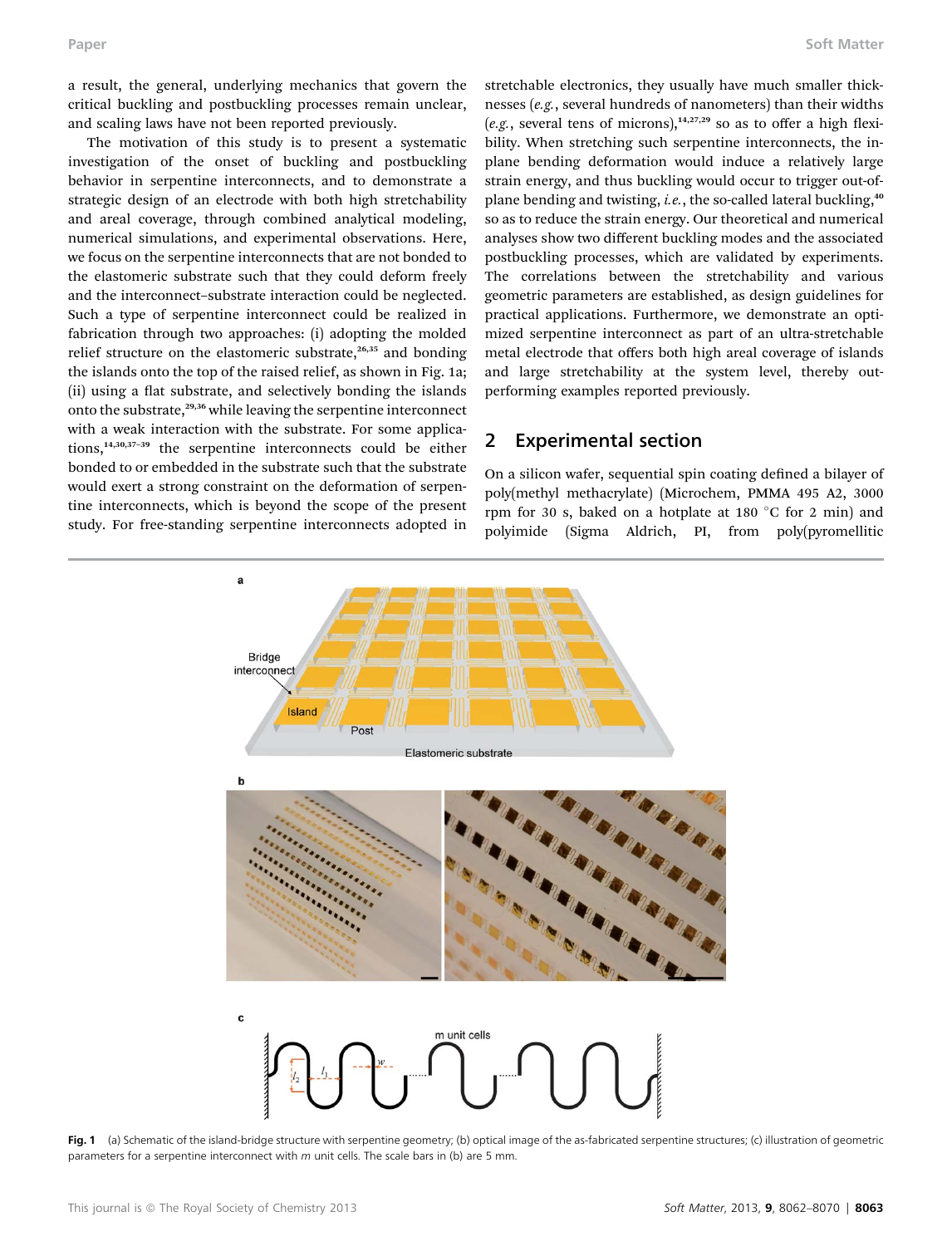a result, the general, underlying mechanics that govern the critical buckling and postbuckling processes remain unclear, and scaling laws have not been reported previously.

The motivation of this study is to present a systematic investigation of the onset of buckling and postbuckling behavior in serpentine interconnects, and to demonstrate a strategic design of an electrode with both high stretchability and areal coverage, through combined analytical modeling, numerical simulations, and experimental observations. Here, we focus on the serpentine interconnects that are not bonded to the elastomeric substrate such that they could deform freely and the interconnect–substrate interaction could be neglected. Such a type of serpentine interconnect could be realized in fabrication through two approaches: (i) adopting the molded relief structure on the elastomeric substrate,[26,35] and bonding the islands onto the top of the raised relief, as shown in Fig. 1a; (ii) using a flat substrate, and selectively bonding the islands onto the substrate,[29,36] while leaving the serpentine interconnect with a weak interaction with the substrate. For some applications,[14,30,37–39] the serpentine interconnects could be either bonded to or embedded in the substrate such that the substrate would exert a strong constraint on the deformation of serpentine interconnects, which is beyond the scope of the present study. For free-standing serpentine interconnects adopted in stretchable electronics, they usually have much smaller thicknesses (*e.g.*, several hundreds of nanometers) than their widths (*e.g.*, several tens of microns),[14,27,29] so as to offer a high flexibility. When stretching such serpentine interconnects, the in-plane bending deformation would induce a relatively large strain energy, and thus buckling would occur to trigger out-of-plane bending and twisting, *i.e.*, the so-called lateral buckling,[40] so as to reduce the strain energy. Our theoretical and numerical analyses show two different buckling modes and the associated postbuckling processes, which are validated by experiments. The correlations between the stretchability and various geometric parameters are established, as design guidelines for practical applications. Furthermore, we demonstrate an optimized serpentine interconnect as part of an ultra-stretchable metal electrode that offers both high areal coverage of islands and large stretchability at the system level, thereby outperforming examples reported previously.

## 2 Experimental section

On a silicon wafer, sequential spin coating defined a bilayer of poly(methyl methacrylate) (Microchem, PMMA 495 A2, 3000 rpm for 30 s, baked on a hotplate at 180 °C for 2 min) and polyimide (Sigma Aldrich, PI, from poly(pyromellitic

**Fig. 1** (a) Schematic of the island-bridge structure with serpentine geometry; (b) optical image of the as-fabricated serpentine structures; (c) illustration of geometric parameters for a serpentine interconnect with $m$ unit cells. The scale bars in (b) are 5 mm.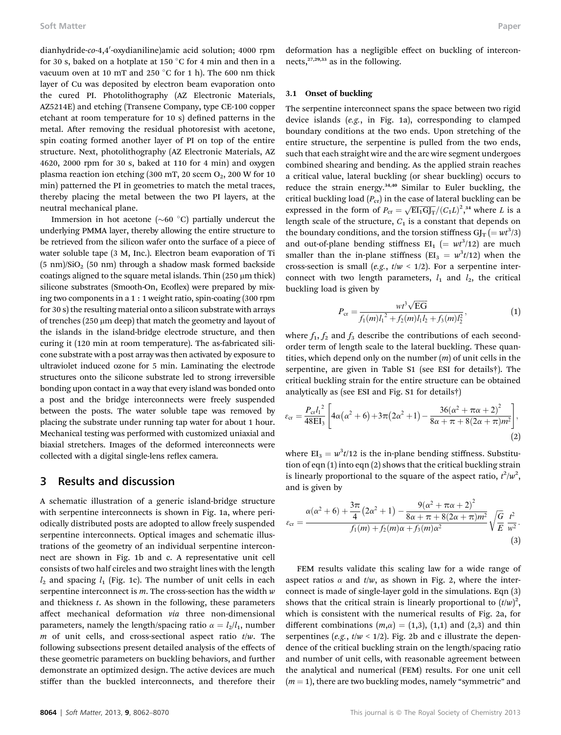dianhydride-*co*-4,4′-oxydianiline)amic acid solution; 4000 rpm for 30 s, baked on a hotplate at 150 °C for 4 min and then in a vacuum oven at 10 mT and 250 °C for 1 h). The 600 nm thick layer of Cu was deposited by electron beam evaporation onto the cured PI. Photolithography (AZ Electronic Materials, AZ5214E) and etching (Transene Company, type CE-100 copper etchant at room temperature for 10 s) defined patterns in the metal. After removing the residual photoresist with acetone, spin coating formed another layer of PI on top of the entire structure. Next, photolithography (AZ Electronic Materials, AZ 4620, 2000 rpm for 30 s, baked at 110 for 4 min) and oxygen plasma reaction ion etching (300 mT, 20 sccm $O_2$, 200 W for 10 min) patterned the PI in geometries to match the metal traces, thereby placing the metal between the two PI layers, at the neutral mechanical plane.

Immersion in hot acetone (~60 °C) partially undercut the underlying PMMA layer, thereby allowing the entire structure to be retrieved from the silicon wafer onto the surface of a piece of water soluble tape (3 M, Inc.). Electron beam evaporation of Ti (5 nm)/$SiO_2$ (50 nm) through a shadow mask formed backside coatings aligned to the square metal islands. Thin (250 μm thick) silicone substrates (Smooth-On, Ecoflex) were prepared by mixing two components in a 1 : 1 weight ratio, spin-coating (300 rpm for 30 s) the resulting material onto a silicon substrate with arrays of trenches (250 μm deep) that match the geometry and layout of the islands in the island-bridge electrode structure, and then curing it (120 min at room temperature). The as-fabricated silicone substrate with a post array was then activated by exposure to ultraviolet induced ozone for 5 min. Laminating the electrode structures onto the silicone substrate led to strong irreversible bonding upon contact in a way that every island was bonded onto a post and the bridge interconnects were freely suspended between the posts. The water soluble tape was removed by placing the substrate under running tap water for about 1 hour. Mechanical testing was performed with customized uniaxial and biaxial stretchers. Images of the deformed interconnects were collected with a digital single-lens reflex camera.

## 3 Results and discussion

A schematic illustration of a generic island-bridge structure with serpentine interconnects is shown in Fig. 1a, where periodically distributed posts are adopted to allow freely suspended serpentine interconnects. Optical images and schematic illustrations of the geometry of an individual serpentine interconnect are shown in Fig. 1b and c. A representative unit cell consists of two half circles and two straight lines with the length $l_2$ and spacing $l_1$ (Fig. 1c). The number of unit cells in each serpentine interconnect is $m$. The cross-section has the width $w$ and thickness $t$. As shown in the following, these parameters affect mechanical deformation *via* three non-dimensional parameters, namely the length/spacing ratio $\alpha = l_2/l_1$, number $m$ of unit cells, and cross-sectional aspect ratio $t/w$. The following subsections present detailed analysis of the effects of these geometric parameters on buckling behaviors, and further demonstrate an optimized design. The active devices are much stiffer than the buckled interconnects, and therefore their deformation has a negligible effect on buckling of interconnects,[27,29,33] as in the following.

### 3.1 Onset of buckling

The serpentine interconnect spans the space between two rigid device islands (*e.g.*, in Fig. 1a), corresponding to clamped boundary conditions at the two ends. Upon stretching of the entire structure, the serpentine is pulled from the two ends, such that each straight wire and the arc wire segment undergoes combined shearing and bending. As the applied strain reaches a critical value, lateral buckling (or shear buckling) occurs to reduce the strain energy.[34,40] Similar to Euler buckling, the critical buckling load ($P_{cr}$) in the case of lateral buckling can be expressed in the form of $P_{cr} = \sqrt{EI_1 GJ_T}/(C_1 L)^2$,[34] where $L$ is a length scale of the structure, $C_1$ is a constant that depends on the boundary conditions, and the torsion stiffness $GJ_T$ $(= wt^3/3)$ and out-of-plane bending stiffness $EI_1$ $(= wt^3/12)$ are much smaller than the in-plane stiffness ($EI_3 = w^3t/12$) when the cross-section is small (*e.g.*, $t/w < 1/2$). For a serpentine interconnect with two length parameters, $l_1$ and $l_2$, the critical buckling load is given by

$$P_{cr} = \frac{wt^3\sqrt{EG}}{f_1(m)l_1^{\,2} + f_2(m)l_1 l_2 + f_3(m)l_2^2}, \tag{1}$$

where $f_1$, $f_2$ and $f_3$ describe the contributions of each second-order term of length scale to the lateral buckling. These quantities, which depend only on the number ($m$) of unit cells in the serpentine, are given in Table S1 (see ESI for details†). The critical buckling strain for the entire structure can be obtained analytically as (see ESI and Fig. S1 for details†)

$$\varepsilon_{cr} = \frac{P_{cr}l_1^{\,2}}{48EI_3}\left[4\alpha\left(\alpha^2+6\right)+3\pi\left(2\alpha^2+1\right)-\frac{36\left(\alpha^2+\pi\alpha+2\right)^2}{8\alpha+\pi+8(2\alpha+\pi)m^2}\right], \tag{2}$$

where $EI_3 = w^3t/12$ is the in-plane bending stiffness. Substitution of eqn (1) into eqn (2) shows that the critical buckling strain is linearly proportional to the square of the aspect ratio, $t^2/w^2$, and is given by

$$\varepsilon_{cr} = \frac{\alpha(\alpha^2+6)+\dfrac{3\pi}{4}\left(2\alpha^2+1\right)-\dfrac{9\left(\alpha^2+\pi\alpha+2\right)^2}{8\alpha+\pi+8(2\alpha+\pi)m^2}}{f_1(m)+f_2(m)\alpha+f_3(m)\alpha^2}\sqrt{\frac{G}{E}}\,\frac{t^2}{w^2}. \tag{3}$$

FEM results validate this scaling law for a wide range of aspect ratios $\alpha$ and $t/w$, as shown in Fig. 2, where the interconnect is made of single-layer gold in the simulations. Eqn (3) shows that the critical strain is linearly proportional to $(t/w)^2$, which is consistent with the numerical results of Fig. 2a, for different combinations $(m,\alpha) = (1,3)$, $(1,1)$ and $(2,3)$ and thin serpentines (*e.g.*, $t/w < 1/2$). Fig. 2b and c illustrate the dependence of the critical buckling strain on the length/spacing ratio and number of unit cells, with reasonable agreement between the analytical and numerical (FEM) results. For one unit cell ($m = 1$), there are two buckling modes, namely "symmetric" and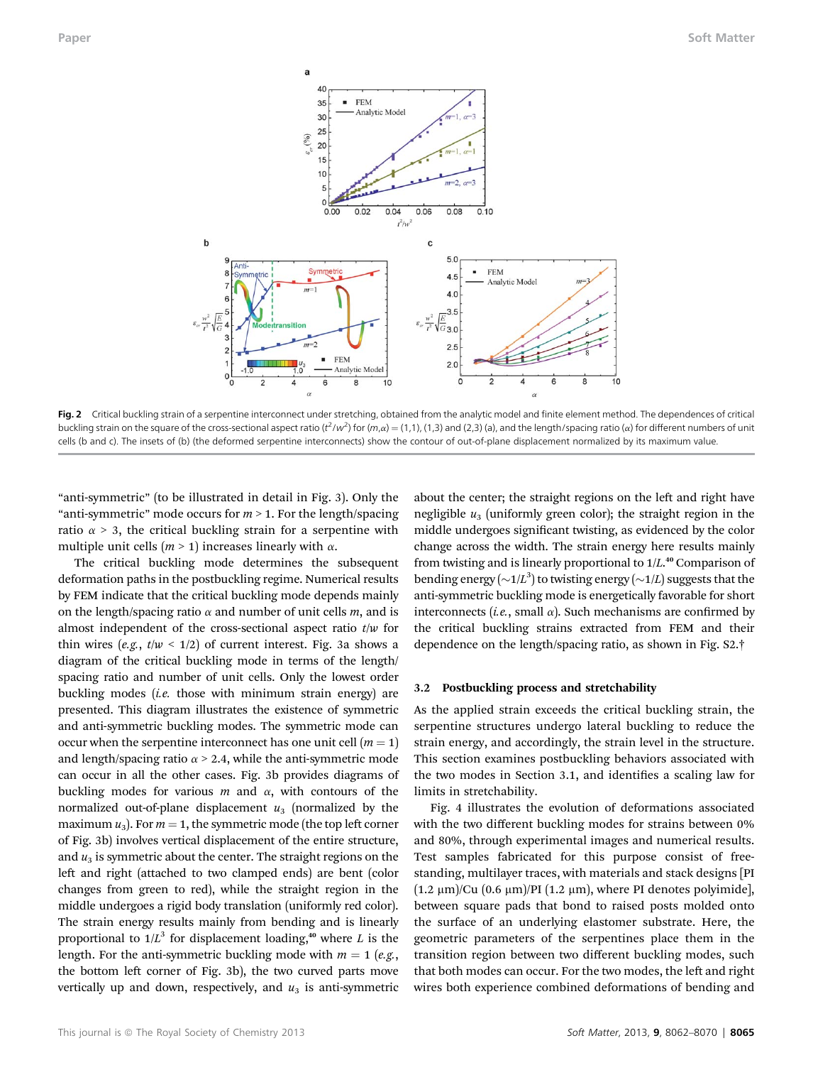Fig. 2 Critical buckling strain of a serpentine interconnect under stretching, obtained from the analytic model and finite element method. The dependences of critical buckling strain on the square of the cross-sectional aspect ratio ($t^2/w^2$) for $(m,\alpha) = (1,1)$, $(1,3)$ and $(2,3)$ (a), and the length/spacing ratio ($\alpha$) for different numbers of unit cells (b and c). The insets of (b) (the deformed serpentine interconnects) show the contour of out-of-plane displacement normalized by its maximum value.

"anti-symmetric" (to be illustrated in detail in Fig. 3). Only the "anti-symmetric" mode occurs for $m > 1$. For the length/spacing ratio $\alpha > 3$, the critical buckling strain for a serpentine with multiple unit cells ($m > 1$) increases linearly with $\alpha$.

The critical buckling mode determines the subsequent deformation paths in the postbuckling regime. Numerical results by FEM indicate that the critical buckling mode depends mainly on the length/spacing ratio $\alpha$ and number of unit cells $m$, and is almost independent of the cross-sectional aspect ratio $t/w$ for thin wires (*e.g.*, $t/w < 1/2$) of current interest. Fig. 3a shows a diagram of the critical buckling mode in terms of the length/spacing ratio and number of unit cells. Only the lowest order buckling modes (*i.e.* those with minimum strain energy) are presented. This diagram illustrates the existence of symmetric and anti-symmetric buckling modes. The symmetric mode can occur when the serpentine interconnect has one unit cell ($m = 1$) and length/spacing ratio $\alpha > 2.4$, while the anti-symmetric mode can occur in all the other cases. Fig. 3b provides diagrams of buckling modes for various $m$ and $\alpha$, with contours of the normalized out-of-plane displacement $u_3$ (normalized by the maximum $u_3$). For $m = 1$, the symmetric mode (the top left corner of Fig. 3b) involves vertical displacement of the entire structure, and $u_3$ is symmetric about the center. The straight regions on the left and right (attached to two clamped ends) are bent (color changes from green to red), while the straight region in the middle undergoes a rigid body translation (uniformly red color). The strain energy results mainly from bending and is linearly proportional to $1/L^3$ for displacement loading,[40] where $L$ is the length. For the anti-symmetric buckling mode with $m = 1$ (*e.g.*, the bottom left corner of Fig. 3b), the two curved parts move vertically up and down, respectively, and $u_3$ is anti-symmetric about the center; the straight regions on the left and right have negligible $u_3$ (uniformly green color); the straight region in the middle undergoes significant twisting, as evidenced by the color change across the width. The strain energy here results mainly from twisting and is linearly proportional to $1/L$.[40] Comparison of bending energy ($\sim 1/L^3$) to twisting energy ($\sim 1/L$) suggests that the anti-symmetric buckling mode is energetically favorable for short interconnects (*i.e.*, small $\alpha$). Such mechanisms are confirmed by the critical buckling strains extracted from FEM and their dependence on the length/spacing ratio, as shown in Fig. S2.†

### 3.2 Postbuckling process and stretchability

As the applied strain exceeds the critical buckling strain, the serpentine structures undergo lateral buckling to reduce the strain energy, and accordingly, the strain level in the structure. This section examines postbuckling behaviors associated with the two modes in Section 3.1, and identifies a scaling law for limits in stretchability.

Fig. 4 illustrates the evolution of deformations associated with the two different buckling modes for strains between 0% and 80%, through experimental images and numerical results. Test samples fabricated for this purpose consist of free-standing, multilayer traces, with materials and stack designs [PI (1.2 μm)/Cu (0.6 μm)/PI (1.2 μm), where PI denotes polyimide], between square pads that bond to raised posts molded onto the surface of an underlying elastomer substrate. Here, the geometric parameters of the serpentines place them in the transition region between two different buckling modes, such that both modes can occur. For the two modes, the left and right wires both experience combined deformations of bending and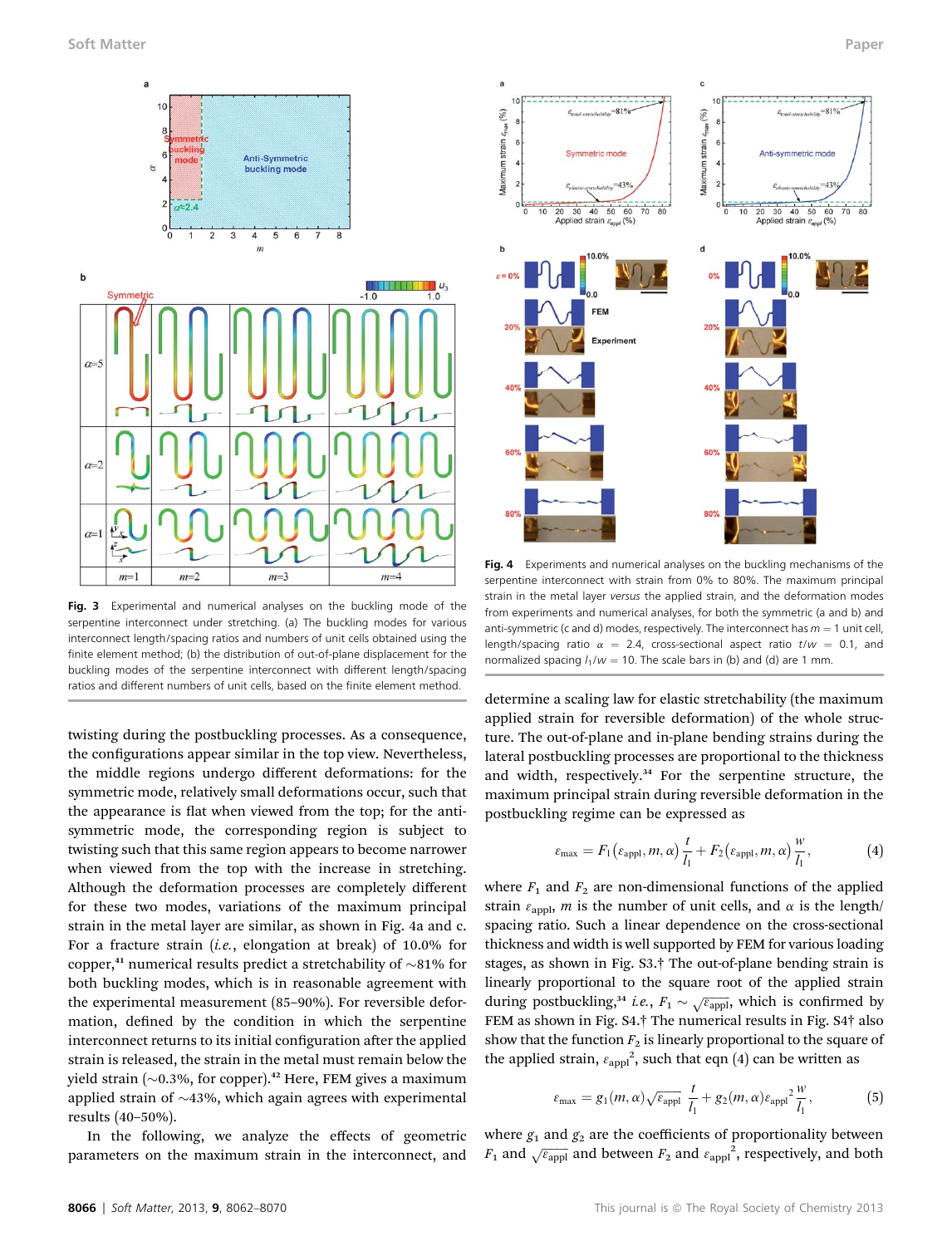**Fig. 3** Experimental and numerical analyses on the buckling mode of the serpentine interconnect under stretching. (a) The buckling modes for various interconnect length/spacing ratios and numbers of unit cells obtained using the finite element method; (b) the distribution of out-of-plane displacement for the buckling modes of the serpentine interconnect with different length/spacing ratios and different numbers of unit cells, based on the finite element method.

**Fig. 4** Experiments and numerical analyses on the buckling mechanisms of the serpentine interconnect with strain from 0% to 80%. The maximum principal strain in the metal layer *versus* the applied strain, and the deformation modes from experiments and numerical analyses, for both the symmetric (a and b) and anti-symmetric (c and d) modes, respectively. The interconnect has $m = 1$ unit cell, length/spacing ratio $\alpha = 2.4$, cross-sectional aspect ratio $t/w = 0.1$, and normalized spacing $l_1/w = 10$. The scale bars in (b) and (d) are 1 mm.

twisting during the postbuckling processes. As a consequence, the configurations appear similar in the top view. Nevertheless, the middle regions undergo different deformations: for the symmetric mode, relatively small deformations occur, such that the appearance is flat when viewed from the top; for the anti-symmetric mode, the corresponding region is subject to twisting such that this same region appears to become narrower when viewed from the top with the increase in stretching. Although the deformation processes are completely different for these two modes, variations of the maximum principal strain in the metal layer are similar, as shown in Fig. 4a and c. For a fracture strain (*i.e.*, elongation at break) of 10.0% for copper,[41] numerical results predict a stretchability of ~81% for both buckling modes, which is in reasonable agreement with the experimental measurement (85–90%). For reversible deformation, defined by the condition in which the serpentine interconnect returns to its initial configuration after the applied strain is released, the strain in the metal must remain below the yield strain (~0.3%, for copper).[42] Here, FEM gives a maximum applied strain of ~43%, which again agrees with experimental results (40–50%).

In the following, we analyze the effects of geometric parameters on the maximum strain in the interconnect, and determine a scaling law for elastic stretchability (the maximum applied strain for reversible deformation) of the whole structure. The out-of-plane and in-plane bending strains during the lateral postbuckling processes are proportional to the thickness and width, respectively.[34] For the serpentine structure, the maximum principal strain during reversible deformation in the postbuckling regime can be expressed as

$$\varepsilon_{\max} = F_1(\varepsilon_{\text{appl}}, m, \alpha)\frac{t}{l_1} + F_2(\varepsilon_{\text{appl}}, m, \alpha)\frac{w}{l_1}, \tag{4}$$

where $F_1$ and $F_2$ are non-dimensional functions of the applied strain $\varepsilon_{\text{appl}}$, $m$ is the number of unit cells, and $\alpha$ is the length/spacing ratio. Such a linear dependence on the cross-sectional thickness and width is well supported by FEM for various loading stages, as shown in Fig. S3.† The out-of-plane bending strain is linearly proportional to the square root of the applied strain during postbuckling,[34] *i.e.*, $F_1 \sim \sqrt{\varepsilon_{\text{appl}}}$, which is confirmed by FEM as shown in Fig. S4.† The numerical results in Fig. S4† also show that the function $F_2$ is linearly proportional to the square of the applied strain, $\varepsilon_{\text{appl}}^2$, such that eqn (4) can be written as

$$\varepsilon_{\max} = g_1(m, \alpha)\sqrt{\varepsilon_{\text{appl}}}\frac{t}{l_1} + g_2(m, \alpha)\varepsilon_{\text{appl}}^2\frac{w}{l_1}, \tag{5}$$

where $g_1$ and $g_2$ are the coefficients of proportionality between $F_1$ and $\sqrt{\varepsilon_{\text{appl}}}$ and between $F_2$ and $\varepsilon_{\text{appl}}^2$, respectively, and both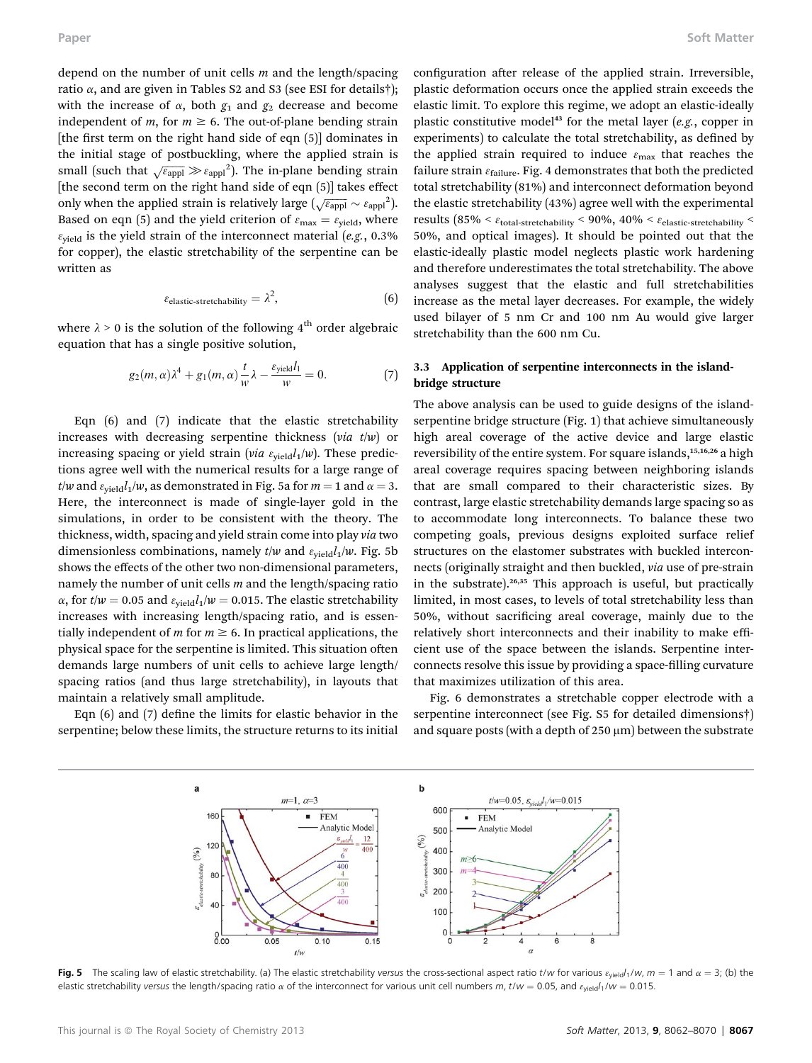depend on the number of unit cells $m$ and the length/spacing ratio $\alpha$, and are given in Tables S2 and S3 (see ESI for details†); with the increase of $\alpha$, both $g_1$ and $g_2$ decrease and become independent of $m$, for $m \geq 6$. The out-of-plane bending strain [the first term on the right hand side of eqn (5)] dominates in the initial stage of postbuckling, where the applied strain is small (such that $\sqrt{\varepsilon_{appl}} \gg \varepsilon_{appl}^2$). The in-plane bending strain [the second term on the right hand side of eqn (5)] takes effect only when the applied strain is relatively large ($\sqrt{\varepsilon_{appl}} \sim \varepsilon_{appl}^2$). Based on eqn (5) and the yield criterion of $\varepsilon_{max} = \varepsilon_{yield}$, where $\varepsilon_{yield}$ is the yield strain of the interconnect material (*e.g.*, 0.3% for copper), the elastic stretchability of the serpentine can be written as

$$\varepsilon_{elastic\text{-}stretchability} = \lambda^2, \tag{6}$$

where $\lambda > 0$ is the solution of the following 4th order algebraic equation that has a single positive solution,

$$g_2(m, \alpha)\lambda^4 + g_1(m, \alpha)\frac{t}{w}\lambda - \frac{\varepsilon_{yield} l_1}{w} = 0. \tag{7}$$

Eqn (6) and (7) indicate that the elastic stretchability increases with decreasing serpentine thickness (*via* $t/w$) or increasing spacing or yield strain (*via* $\varepsilon_{yield}l_1/w$). These predictions agree well with the numerical results for a large range of $t/w$ and $\varepsilon_{yield}l_1/w$, as demonstrated in Fig. 5a for $m = 1$ and $\alpha = 3$. Here, the interconnect is made of single-layer gold in the simulations, in order to be consistent with the theory. The thickness, width, spacing and yield strain come into play *via* two dimensionless combinations, namely $t/w$ and $\varepsilon_{yield}l_1/w$. Fig. 5b shows the effects of the other two non-dimensional parameters, namely the number of unit cells $m$ and the length/spacing ratio $\alpha$, for $t/w = 0.05$ and $\varepsilon_{yield}l_1/w = 0.015$. The elastic stretchability increases with increasing length/spacing ratio, and is essentially independent of $m$ for $m \geq 6$. In practical applications, the physical space for the serpentine is limited. This situation often demands large numbers of unit cells to achieve large length/spacing ratios (and thus large stretchability), in layouts that maintain a relatively small amplitude.

Eqn (6) and (7) define the limits for elastic behavior in the serpentine; below these limits, the structure returns to its initial configuration after release of the applied strain. Irreversible, plastic deformation occurs once the applied strain exceeds the elastic limit. To explore this regime, we adopt an elastic-ideally plastic constitutive model[43] for the metal layer (*e.g.*, copper in experiments) to calculate the total stretchability, as defined by the applied strain required to induce $\varepsilon_{max}$ that reaches the failure strain $\varepsilon_{failure}$. Fig. 4 demonstrates that both the predicted total stretchability (81%) and interconnect deformation beyond the elastic stretchability (43%) agree well with the experimental results ($85\% < \varepsilon_{total\text{-}stretchability} < 90\%$, $40\% < \varepsilon_{elastic\text{-}stretchability} < 50\%$, and optical images). It should be pointed out that the elastic-ideally plastic model neglects plastic work hardening and therefore underestimates the total stretchability. The above analyses suggest that the elastic and full stretchabilities increase as the metal layer decreases. For example, the widely used bilayer of 5 nm Cr and 100 nm Au would give larger stretchability than the 600 nm Cu.

### 3.3 Application of serpentine interconnects in the island-bridge structure

The above analysis can be used to guide designs of the island-serpentine bridge structure (Fig. 1) that achieve simultaneously high areal coverage of the active device and large elastic reversibility of the entire system. For square islands,[15,16,26] a high areal coverage requires spacing between neighboring islands that are small compared to their characteristic sizes. By contrast, large elastic stretchability demands large spacing so as to accommodate long interconnects. To balance these two competing goals, previous designs exploited surface relief structures on the elastomer substrates with buckled interconnects (originally straight and then buckled, *via* use of pre-strain in the substrate).[26,35] This approach is useful, but practically limited, in most cases, to levels of total stretchability less than 50%, without sacrificing areal coverage, mainly due to the relatively short interconnects and their inability to make efficient use of the space between the islands. Serpentine interconnects resolve this issue by providing a space-filling curvature that maximizes utilization of this area.

Fig. 6 demonstrates a stretchable copper electrode with a serpentine interconnect (see Fig. S5 for detailed dimensions†) and square posts (with a depth of 250 μm) between the substrate

**Fig. 5** The scaling law of elastic stretchability. (a) The elastic stretchability *versus* the cross-sectional aspect ratio $t/w$ for various $\varepsilon_{yield}l_1/w$, $m = 1$ and $\alpha = 3$; (b) the elastic stretchability *versus* the length/spacing ratio $\alpha$ of the interconnect for various unit cell numbers $m$, $t/w = 0.05$, and $\varepsilon_{yield}l_1/w = 0.015$.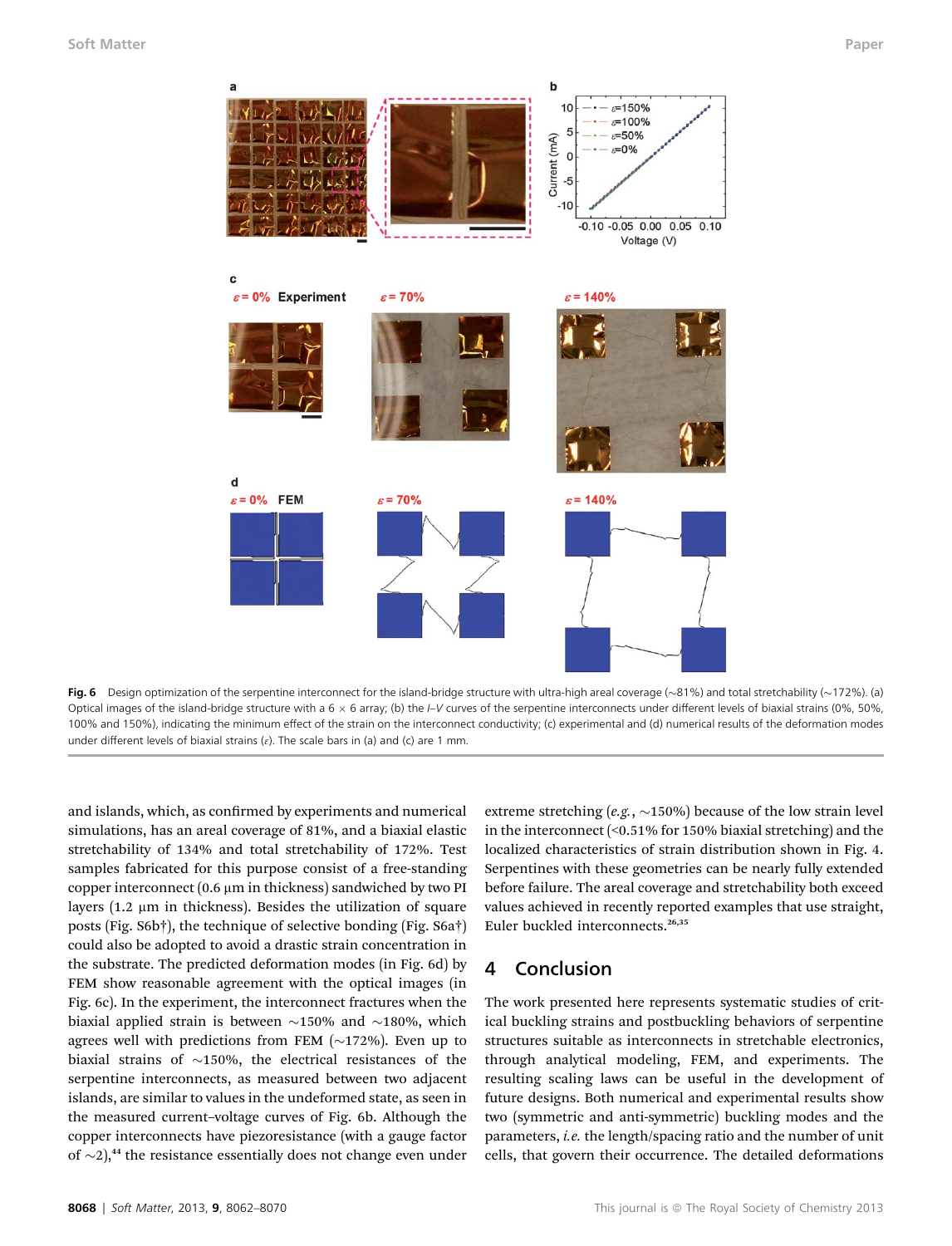Fig. 6 Design optimization of the serpentine interconnect for the island-bridge structure with ultra-high areal coverage (~81%) and total stretchability (~172%). (a) Optical images of the island-bridge structure with a 6 × 6 array; (b) the *I*–*V* curves of the serpentine interconnects under different levels of biaxial strains (0%, 50%, 100% and 150%), indicating the minimum effect of the strain on the interconnect conductivity; (c) experimental and (d) numerical results of the deformation modes under different levels of biaxial strains ($\varepsilon$). The scale bars in (a) and (c) are 1 mm.

and islands, which, as confirmed by experiments and numerical simulations, has an areal coverage of 81%, and a biaxial elastic stretchability of 134% and total stretchability of 172%. Test samples fabricated for this purpose consist of a free-standing copper interconnect (0.6 μm in thickness) sandwiched by two PI layers (1.2 μm in thickness). Besides the utilization of square posts (Fig. S6b†), the technique of selective bonding (Fig. S6a†) could also be adopted to avoid a drastic strain concentration in the substrate. The predicted deformation modes (in Fig. 6d) by FEM show reasonable agreement with the optical images (in Fig. 6c). In the experiment, the interconnect fractures when the biaxial applied strain is between ~150% and ~180%, which agrees well with predictions from FEM (~172%). Even up to biaxial strains of ~150%, the electrical resistances of the serpentine interconnects, as measured between two adjacent islands, are similar to values in the undeformed state, as seen in the measured current–voltage curves of Fig. 6b. Although the copper interconnects have piezoresistance (with a gauge factor of ~2),[44] the resistance essentially does not change even under extreme stretching (*e.g.*, ~150%) because of the low strain level in the interconnect (<0.51% for 150% biaxial stretching) and the localized characteristics of strain distribution shown in Fig. 4. Serpentines with these geometries can be nearly fully extended before failure. The areal coverage and stretchability both exceed values achieved in recently reported examples that use straight, Euler buckled interconnects.[26,35]

## 4 Conclusion

The work presented here represents systematic studies of critical buckling strains and postbuckling behaviors of serpentine structures suitable as interconnects in stretchable electronics, through analytical modeling, FEM, and experiments. The resulting scaling laws can be useful in the development of future designs. Both numerical and experimental results show two (symmetric and anti-symmetric) buckling modes and the parameters, *i.e.* the length/spacing ratio and the number of unit cells, that govern their occurrence. The detailed deformations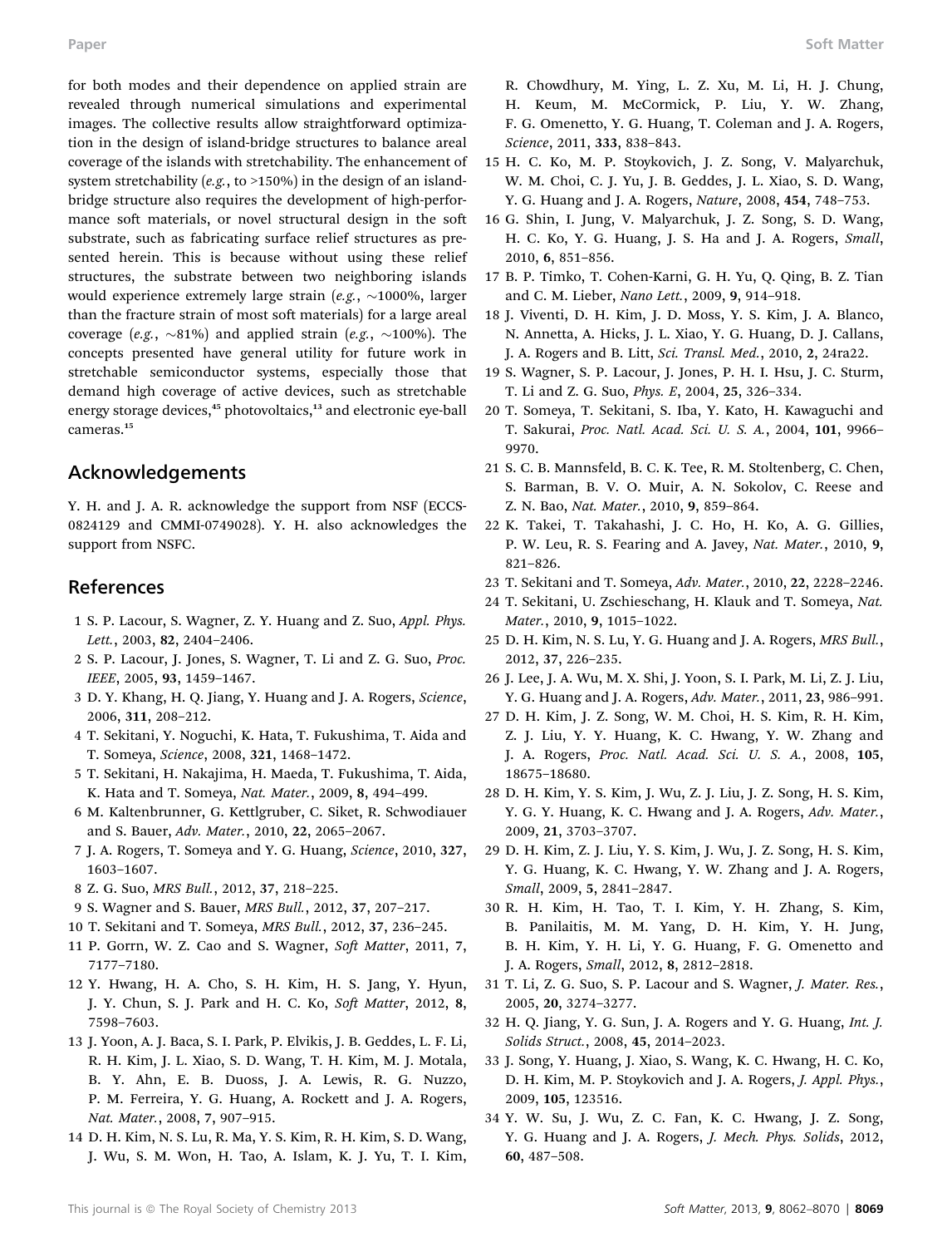for both modes and their dependence on applied strain are revealed through numerical simulations and experimental images. The collective results allow straightforward optimization in the design of island-bridge structures to balance areal coverage of the islands with stretchability. The enhancement of system stretchability (*e.g.*, to >150%) in the design of an island-bridge structure also requires the development of high-performance soft materials, or novel structural design in the soft substrate, such as fabricating surface relief structures as presented herein. This is because without using these relief structures, the substrate between two neighboring islands would experience extremely large strain (*e.g.*, ~1000%, larger than the fracture strain of most soft materials) for a large areal coverage (*e.g.*, ~81%) and applied strain (*e.g.*, ~100%). The concepts presented have general utility for future work in stretchable semiconductor systems, especially those that demand high coverage of active devices, such as stretchable energy storage devices,[45] photovoltaics,[13] and electronic eye-ball cameras.[15]

## Acknowledgements

Y. H. and J. A. R. acknowledge the support from NSF (ECCS-0824129 and CMMI-0749028). Y. H. also acknowledges the support from NSFC.

## References

1 S. P. Lacour, S. Wagner, Z. Y. Huang and Z. Suo, *Appl. Phys. Lett.*, 2003, **82**, 2404–2406.

2 S. P. Lacour, J. Jones, S. Wagner, T. Li and Z. G. Suo, *Proc. IEEE*, 2005, **93**, 1459–1467.

3 D. Y. Khang, H. Q. Jiang, Y. Huang and J. A. Rogers, *Science*, 2006, **311**, 208–212.

4 T. Sekitani, Y. Noguchi, K. Hata, T. Fukushima, T. Aida and T. Someya, *Science*, 2008, **321**, 1468–1472.

5 T. Sekitani, H. Nakajima, H. Maeda, T. Fukushima, T. Aida, K. Hata and T. Someya, *Nat. Mater.*, 2009, **8**, 494–499.

6 M. Kaltenbrunner, G. Kettlgruber, C. Siket, R. Schwodiauer and S. Bauer, *Adv. Mater.*, 2010, **22**, 2065–2067.

7 J. A. Rogers, T. Someya and Y. G. Huang, *Science*, 2010, **327**, 1603–1607.

8 Z. G. Suo, *MRS Bull.*, 2012, **37**, 218–225.

9 S. Wagner and S. Bauer, *MRS Bull.*, 2012, **37**, 207–217.

10 T. Sekitani and T. Someya, *MRS Bull.*, 2012, **37**, 236–245.

11 P. Gorrn, W. Z. Cao and S. Wagner, *Soft Matter*, 2011, **7**, 7177–7180.

12 Y. Hwang, H. A. Cho, S. H. Kim, H. S. Jang, Y. Hyun, J. Y. Chun, S. J. Park and H. C. Ko, *Soft Matter*, 2012, **8**, 7598–7603.

13 J. Yoon, A. J. Baca, S. I. Park, P. Elvikis, J. B. Geddes, L. F. Li, R. H. Kim, J. L. Xiao, S. D. Wang, T. H. Kim, M. J. Motala, B. Y. Ahn, E. B. Duoss, J. A. Lewis, R. G. Nuzzo, P. M. Ferreira, Y. G. Huang, A. Rockett and J. A. Rogers, *Nat. Mater.*, 2008, **7**, 907–915.

14 D. H. Kim, N. S. Lu, R. Ma, Y. S. Kim, R. H. Kim, S. D. Wang, J. Wu, S. M. Won, H. Tao, A. Islam, K. J. Yu, T. I. Kim, R. Chowdhury, M. Ying, L. Z. Xu, M. Li, H. J. Chung, H. Keum, M. McCormick, P. Liu, Y. W. Zhang, F. G. Omenetto, Y. G. Huang, T. Coleman and J. A. Rogers, *Science*, 2011, **333**, 838–843.

15 H. C. Ko, M. P. Stoykovich, J. Z. Song, V. Malyarchuk, W. M. Choi, C. J. Yu, J. B. Geddes, J. L. Xiao, S. D. Wang, Y. G. Huang and J. A. Rogers, *Nature*, 2008, **454**, 748–753.

16 G. Shin, I. Jung, V. Malyarchuk, J. Z. Song, S. D. Wang, H. C. Ko, Y. G. Huang, J. S. Ha and J. A. Rogers, *Small*, 2010, **6**, 851–856.

17 B. P. Timko, T. Cohen-Karni, G. H. Yu, Q. Qing, B. Z. Tian and C. M. Lieber, *Nano Lett.*, 2009, **9**, 914–918.

18 J. Viventi, D. H. Kim, J. D. Moss, Y. S. Kim, J. A. Blanco, N. Annetta, A. Hicks, J. L. Xiao, Y. G. Huang, D. J. Callans, J. A. Rogers and B. Litt, *Sci. Transl. Med.*, 2010, **2**, 24ra22.

19 S. Wagner, S. P. Lacour, J. Jones, P. H. I. Hsu, J. C. Sturm, T. Li and Z. G. Suo, *Phys. E*, 2004, **25**, 326–334.

20 T. Someya, T. Sekitani, S. Iba, Y. Kato, H. Kawaguchi and T. Sakurai, *Proc. Natl. Acad. Sci. U. S. A.*, 2004, **101**, 9966–9970.

21 S. C. B. Mannsfeld, B. C. K. Tee, R. M. Stoltenberg, C. Chen, S. Barman, B. V. O. Muir, A. N. Sokolov, C. Reese and Z. N. Bao, *Nat. Mater.*, 2010, **9**, 859–864.

22 K. Takei, T. Takahashi, J. C. Ho, H. Ko, A. G. Gillies, P. W. Leu, R. S. Fearing and A. Javey, *Nat. Mater.*, 2010, **9**, 821–826.

23 T. Sekitani and T. Someya, *Adv. Mater.*, 2010, **22**, 2228–2246.

24 T. Sekitani, U. Zschieschang, H. Klauk and T. Someya, *Nat. Mater.*, 2010, **9**, 1015–1022.

25 D. H. Kim, N. S. Lu, Y. G. Huang and J. A. Rogers, *MRS Bull.*, 2012, **37**, 226–235.

26 J. Lee, J. A. Wu, M. X. Shi, J. Yoon, S. I. Park, M. Li, Z. J. Liu, Y. G. Huang and J. A. Rogers, *Adv. Mater.*, 2011, **23**, 986–991.

27 D. H. Kim, J. Z. Song, W. M. Choi, H. S. Kim, R. H. Kim, Z. J. Liu, Y. Y. Huang, K. C. Hwang, Y. W. Zhang and J. A. Rogers, *Proc. Natl. Acad. Sci. U. S. A.*, 2008, **105**, 18675–18680.

28 D. H. Kim, Y. S. Kim, J. Wu, Z. J. Liu, J. Z. Song, H. S. Kim, Y. G. Y. Huang, K. C. Hwang and J. A. Rogers, *Adv. Mater.*, 2009, **21**, 3703–3707.

29 D. H. Kim, Z. J. Liu, Y. S. Kim, J. Wu, J. Z. Song, H. S. Kim, Y. G. Huang, K. C. Hwang, Y. W. Zhang and J. A. Rogers, *Small*, 2009, **5**, 2841–2847.

30 R. H. Kim, H. Tao, T. I. Kim, Y. H. Zhang, S. Kim, B. Panilaitis, M. M. Yang, D. H. Kim, Y. H. Jung, B. H. Kim, Y. H. Li, Y. G. Huang, F. G. Omenetto and J. A. Rogers, *Small*, 2012, **8**, 2812–2818.

31 T. Li, Z. G. Suo, S. P. Lacour and S. Wagner, *J. Mater. Res.*, 2005, **20**, 3274–3277.

32 H. Q. Jiang, Y. G. Sun, J. A. Rogers and Y. G. Huang, *Int. J. Solids Struct.*, 2008, **45**, 2014–2023.

33 J. Song, Y. Huang, J. Xiao, S. Wang, K. C. Hwang, H. C. Ko, D. H. Kim, M. P. Stoykovich and J. A. Rogers, *J. Appl. Phys.*, 2009, **105**, 123516.

34 Y. W. Su, J. Wu, Z. C. Fan, K. C. Hwang, J. Z. Song, Y. G. Huang and J. A. Rogers, *J. Mech. Phys. Solids*, 2012, **60**, 487–508.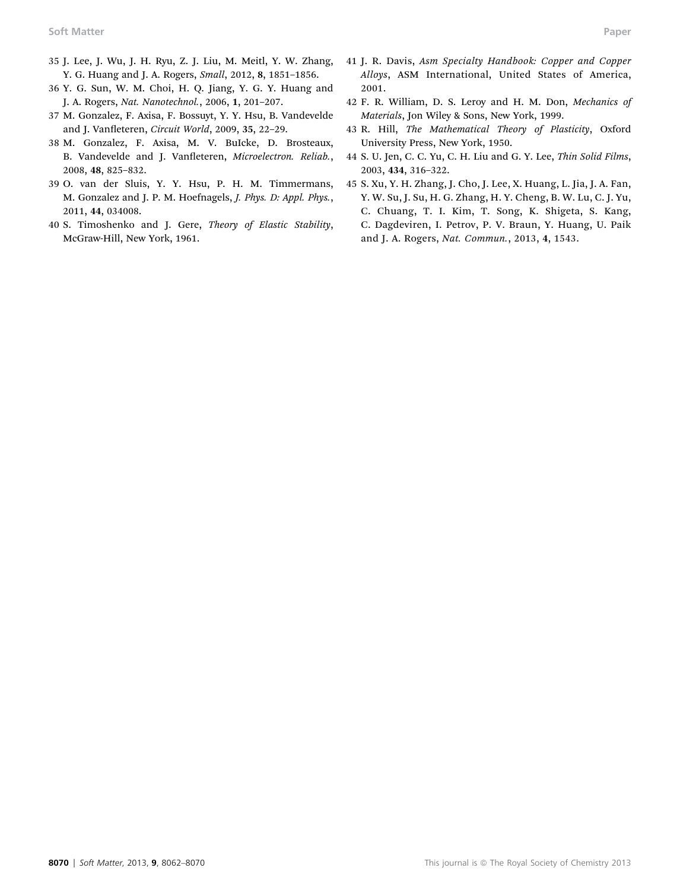35 J. Lee, J. Wu, J. H. Ryu, Z. J. Liu, M. Meitl, Y. W. Zhang, Y. G. Huang and J. A. Rogers, *Small*, 2012, **8**, 1851–1856.

36 Y. G. Sun, W. M. Choi, H. Q. Jiang, Y. G. Y. Huang and J. A. Rogers, *Nat. Nanotechnol.*, 2006, **1**, 201–207.

37 M. Gonzalez, F. Axisa, F. Bossuyt, Y. Y. Hsu, B. Vandevelde and J. Vanfleteren, *Circuit World*, 2009, **35**, 22–29.

38 M. Gonzalez, F. Axisa, M. V. BuIcke, D. Brosteaux, B. Vandevelde and J. Vanfleteren, *Microelectron. Reliab.*, 2008, **48**, 825–832.

39 O. van der Sluis, Y. Y. Hsu, P. H. M. Timmermans, M. Gonzalez and J. P. M. Hoefnagels, *J. Phys. D: Appl. Phys.*, 2011, **44**, 034008.

40 S. Timoshenko and J. Gere, *Theory of Elastic Stability*, McGraw-Hill, New York, 1961.

41 J. R. Davis, *Asm Specialty Handbook: Copper and Copper Alloys*, ASM International, United States of America, 2001.

42 F. R. William, D. S. Leroy and H. M. Don, *Mechanics of Materials*, Jon Wiley & Sons, New York, 1999.

43 R. Hill, *The Mathematical Theory of Plasticity*, Oxford University Press, New York, 1950.

44 S. U. Jen, C. C. Yu, C. H. Liu and G. Y. Lee, *Thin Solid Films*, 2003, **434**, 316–322.

45 S. Xu, Y. H. Zhang, J. Cho, J. Lee, X. Huang, L. Jia, J. A. Fan, Y. W. Su, J. Su, H. G. Zhang, H. Y. Cheng, B. W. Lu, C. J. Yu, C. Chuang, T. I. Kim, T. Song, K. Shigeta, S. Kang, C. Dagdeviren, I. Petrov, P. V. Braun, Y. Huang, U. Paik and J. A. Rogers, *Nat. Commun.*, 2013, **4**, 1543.